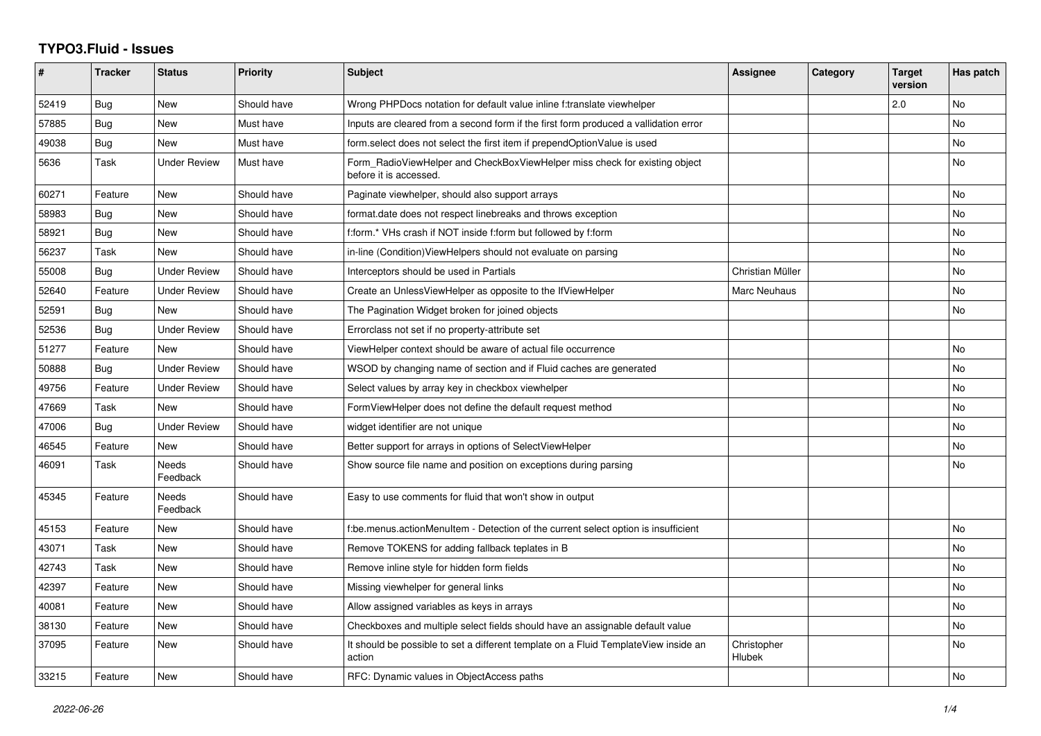## TYPO3.Fluid - Issues

| # | Tracker | Status | Priority | Subject | Assignee | Category | Target version | Has patch |
|---|---|---|---|---|---|---|---|---|
| 52419 | Bug | New | Should have | Wrong PHPDocs notation for default value inline f:translate viewhelper | | | 2.0 | No |
| 57885 | Bug | New | Must have | Inputs are cleared from a second form if the first form produced a vallidation error | | | | No |
| 49038 | Bug | New | Must have | form.select does not select the first item if prependOptionValue is used | | | | No |
| 5636 | Task | Under Review | Must have | Form_RadioViewHelper and CheckBoxViewHelper miss check for existing object before it is accessed. | | | | No |
| 60271 | Feature | New | Should have | Paginate viewhelper, should also support arrays | | | | No |
| 58983 | Bug | New | Should have | format.date does not respect linebreaks and throws exception | | | | No |
| 58921 | Bug | New | Should have | f:form.* VHs crash if NOT inside f:form but followed by f:form | | | | No |
| 56237 | Task | New | Should have | in-line (Condition)ViewHelpers should not evaluate on parsing | | | | No |
| 55008 | Bug | Under Review | Should have | Interceptors should be used in Partials | Christian Müller | | | No |
| 52640 | Feature | Under Review | Should have | Create an UnlessViewHelper as opposite to the IfViewHelper | Marc Neuhaus | | | No |
| 52591 | Bug | New | Should have | The Pagination Widget broken for joined objects | | | | No |
| 52536 | Bug | Under Review | Should have | Errorclass not set if no property-attribute set | | | | |
| 51277 | Feature | New | Should have | ViewHelper context should be aware of actual file occurrence | | | | No |
| 50888 | Bug | Under Review | Should have | WSOD by changing name of section and if Fluid caches are generated | | | | No |
| 49756 | Feature | Under Review | Should have | Select values by array key in checkbox viewhelper | | | | No |
| 47669 | Task | New | Should have | FormViewHelper does not define the default request method | | | | No |
| 47006 | Bug | Under Review | Should have | widget identifier are not unique | | | | No |
| 46545 | Feature | New | Should have | Better support for arrays in options of SelectViewHelper | | | | No |
| 46091 | Task | Needs Feedback | Should have | Show source file name and position on exceptions during parsing | | | | No |
| 45345 | Feature | Needs Feedback | Should have | Easy to use comments for fluid that won't show in output | | | | |
| 45153 | Feature | New | Should have | f:be.menus.actionMenuItem - Detection of the current select option is insufficient | | | | No |
| 43071 | Task | New | Should have | Remove TOKENS for adding fallback teplates in B | | | | No |
| 42743 | Task | New | Should have | Remove inline style for hidden form fields | | | | No |
| 42397 | Feature | New | Should have | Missing viewhelper for general links | | | | No |
| 40081 | Feature | New | Should have | Allow assigned variables as keys in arrays | | | | No |
| 38130 | Feature | New | Should have | Checkboxes and multiple select fields should have an assignable default value | | | | No |
| 37095 | Feature | New | Should have | It should be possible to set a different template on a Fluid TemplateView inside an action | Christopher Hlubek | | | No |
| 33215 | Feature | New | Should have | RFC: Dynamic values in ObjectAccess paths | | | | No |

*2022-06-26*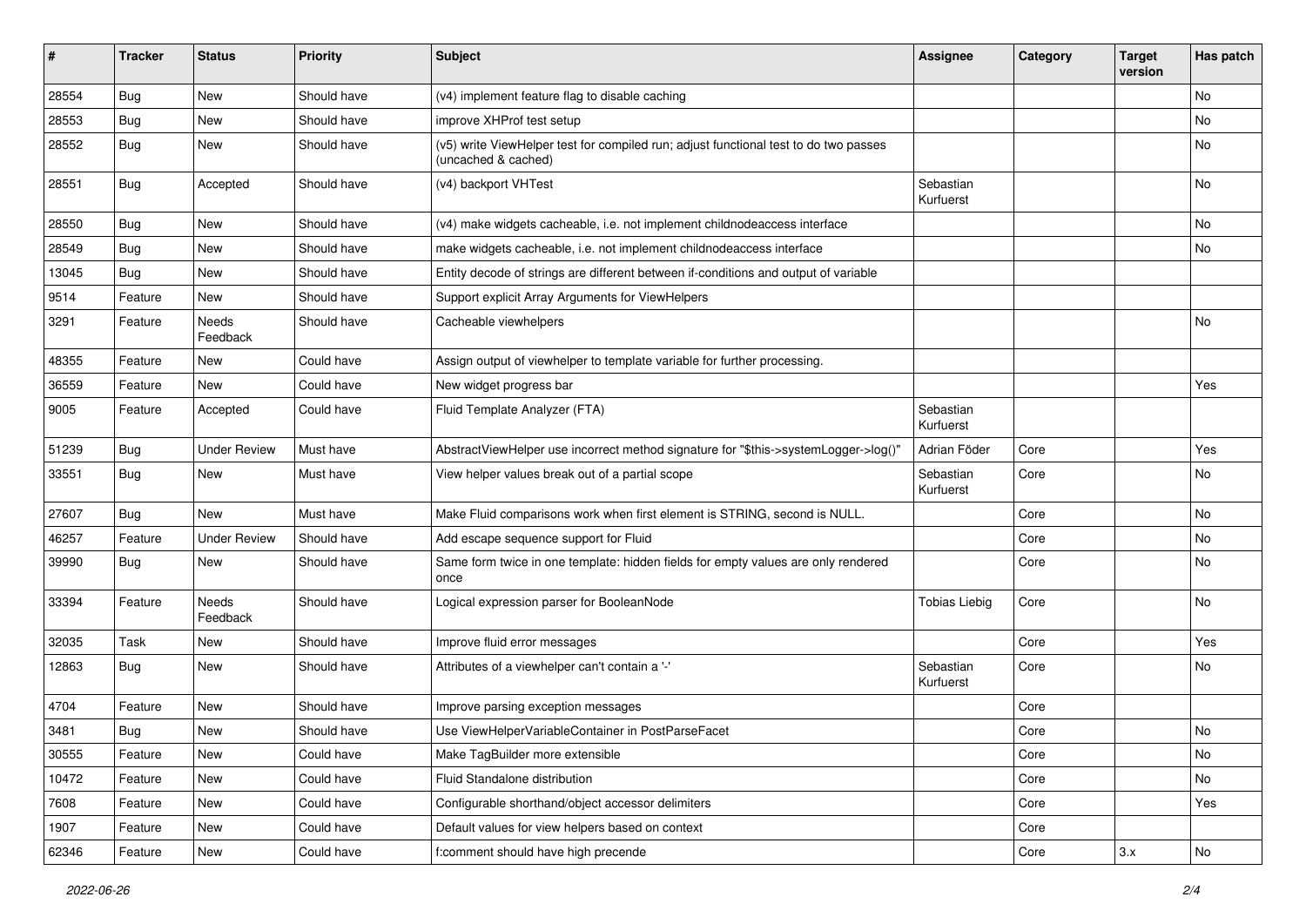| # | Tracker | Status | Priority | Subject | Assignee | Category | Target version | Has patch |
|---|---|---|---|---|---|---|---|---|
| 28554 | Bug | New | Should have | (v4) implement feature flag to disable caching | | | | No |
| 28553 | Bug | New | Should have | improve XHProf test setup | | | | No |
| 28552 | Bug | New | Should have | (v5) write ViewHelper test for compiled run; adjust functional test to do two passes (uncached & cached) | | | | No |
| 28551 | Bug | Accepted | Should have | (v4) backport VHTest | Sebastian Kurfuerst | | | No |
| 28550 | Bug | New | Should have | (v4) make widgets cacheable, i.e. not implement childnodeaccess interface | | | | No |
| 28549 | Bug | New | Should have | make widgets cacheable, i.e. not implement childnodeaccess interface | | | | No |
| 13045 | Bug | New | Should have | Entity decode of strings are different between if-conditions and output of variable | | | | |
| 9514 | Feature | New | Should have | Support explicit Array Arguments for ViewHelpers | | | | |
| 3291 | Feature | Needs Feedback | Should have | Cacheable viewhelpers | | | | No |
| 48355 | Feature | New | Could have | Assign output of viewhelper to template variable for further processing. | | | | |
| 36559 | Feature | New | Could have | New widget progress bar | | | | Yes |
| 9005 | Feature | Accepted | Could have | Fluid Template Analyzer (FTA) | Sebastian Kurfuerst | | | |
| 51239 | Bug | Under Review | Must have | AbstractViewHelper use incorrect method signature for "$this->systemLogger->log()" | Adrian Föder | Core | | Yes |
| 33551 | Bug | New | Must have | View helper values break out of a partial scope | Sebastian Kurfuerst | Core | | No |
| 27607 | Bug | New | Must have | Make Fluid comparisons work when first element is STRING, second is NULL. | | Core | | No |
| 46257 | Feature | Under Review | Should have | Add escape sequence support for Fluid | | Core | | No |
| 39990 | Bug | New | Should have | Same form twice in one template: hidden fields for empty values are only rendered once | | Core | | No |
| 33394 | Feature | Needs Feedback | Should have | Logical expression parser for BooleanNode | Tobias Liebig | Core | | No |
| 32035 | Task | New | Should have | Improve fluid error messages | | Core | | Yes |
| 12863 | Bug | New | Should have | Attributes of a viewhelper can't contain a '-' | Sebastian Kurfuerst | Core | | No |
| 4704 | Feature | New | Should have | Improve parsing exception messages | | Core | | |
| 3481 | Bug | New | Should have | Use ViewHelperVariableContainer in PostParseFacet | | Core | | No |
| 30555 | Feature | New | Could have | Make TagBuilder more extensible | | Core | | No |
| 10472 | Feature | New | Could have | Fluid Standalone distribution | | Core | | No |
| 7608 | Feature | New | Could have | Configurable shorthand/object accessor delimiters | | Core | | Yes |
| 1907 | Feature | New | Could have | Default values for view helpers based on context | | Core | | |
| 62346 | Feature | New | Could have | f:comment should have high precende | | Core | 3.x | No |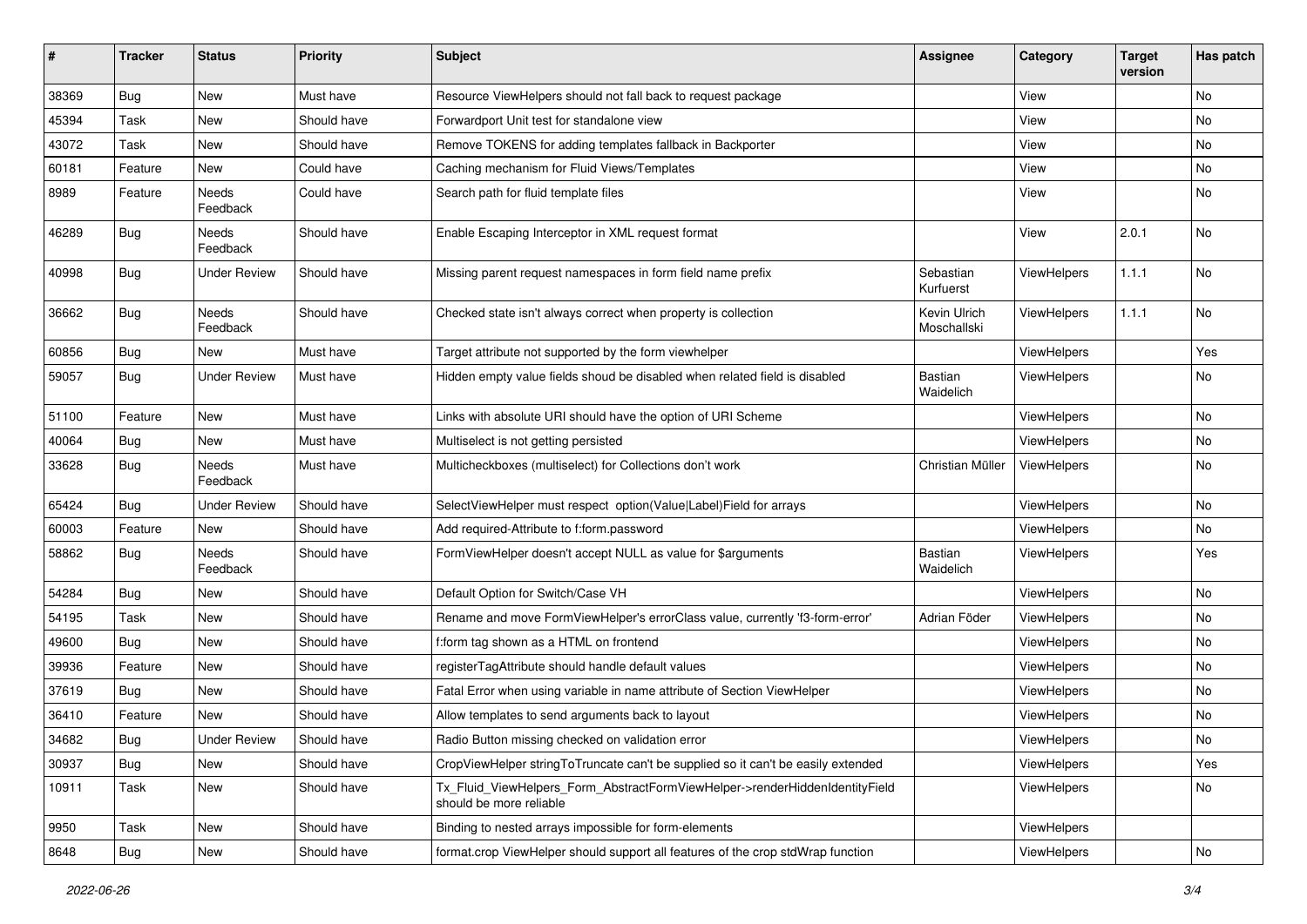| # | Tracker | Status | Priority | Subject | Assignee | Category | Target version | Has patch |
|---|---|---|---|---|---|---|---|---|
| 38369 | Bug | New | Must have | Resource ViewHelpers should not fall back to request package | | View | | No |
| 45394 | Task | New | Should have | Forwardport Unit test for standalone view | | View | | No |
| 43072 | Task | New | Should have | Remove TOKENS for adding templates fallback in Backporter | | View | | No |
| 60181 | Feature | New | Could have | Caching mechanism for Fluid Views/Templates | | View | | No |
| 8989 | Feature | Needs Feedback | Could have | Search path for fluid template files | | View | | No |
| 46289 | Bug | Needs Feedback | Should have | Enable Escaping Interceptor in XML request format | | View | 2.0.1 | No |
| 40998 | Bug | Under Review | Should have | Missing parent request namespaces in form field name prefix | Sebastian Kurfuerst | ViewHelpers | 1.1.1 | No |
| 36662 | Bug | Needs Feedback | Should have | Checked state isn't always correct when property is collection | Kevin Ulrich Moschallski | ViewHelpers | 1.1.1 | No |
| 60856 | Bug | New | Must have | Target attribute not supported by the form viewhelper | | ViewHelpers | | Yes |
| 59057 | Bug | Under Review | Must have | Hidden empty value fields shoud be disabled when related field is disabled | Bastian Waidelich | ViewHelpers | | No |
| 51100 | Feature | New | Must have | Links with absolute URI should have the option of URI Scheme | | ViewHelpers | | No |
| 40064 | Bug | New | Must have | Multiselect is not getting persisted | | ViewHelpers | | No |
| 33628 | Bug | Needs Feedback | Must have | Multicheckboxes (multiselect) for Collections don't work | Christian Müller | ViewHelpers | | No |
| 65424 | Bug | Under Review | Should have | SelectViewHelper must respect option(Value\|Label)Field for arrays | | ViewHelpers | | No |
| 60003 | Feature | New | Should have | Add required-Attribute to f:form.password | | ViewHelpers | | No |
| 58862 | Bug | Needs Feedback | Should have | FormViewHelper doesn't accept NULL as value for $arguments | Bastian Waidelich | ViewHelpers | | Yes |
| 54284 | Bug | New | Should have | Default Option for Switch/Case VH | | ViewHelpers | | No |
| 54195 | Task | New | Should have | Rename and move FormViewHelper's errorClass value, currently 'f3-form-error' | Adrian Föder | ViewHelpers | | No |
| 49600 | Bug | New | Should have | f:form tag shown as a HTML on frontend | | ViewHelpers | | No |
| 39936 | Feature | New | Should have | registerTagAttribute should handle default values | | ViewHelpers | | No |
| 37619 | Bug | New | Should have | Fatal Error when using variable in name attribute of Section ViewHelper | | ViewHelpers | | No |
| 36410 | Feature | New | Should have | Allow templates to send arguments back to layout | | ViewHelpers | | No |
| 34682 | Bug | Under Review | Should have | Radio Button missing checked on validation error | | ViewHelpers | | No |
| 30937 | Bug | New | Should have | CropViewHelper stringToTruncate can't be supplied so it can't be easily extended | | ViewHelpers | | Yes |
| 10911 | Task | New | Should have | Tx_Fluid_ViewHelpers_Form_AbstractFormViewHelper->renderHiddenIdentityField should be more reliable | | ViewHelpers | | No |
| 9950 | Task | New | Should have | Binding to nested arrays impossible for form-elements | | ViewHelpers | | |
| 8648 | Bug | New | Should have | format.crop ViewHelper should support all features of the crop stdWrap function | | ViewHelpers | | No |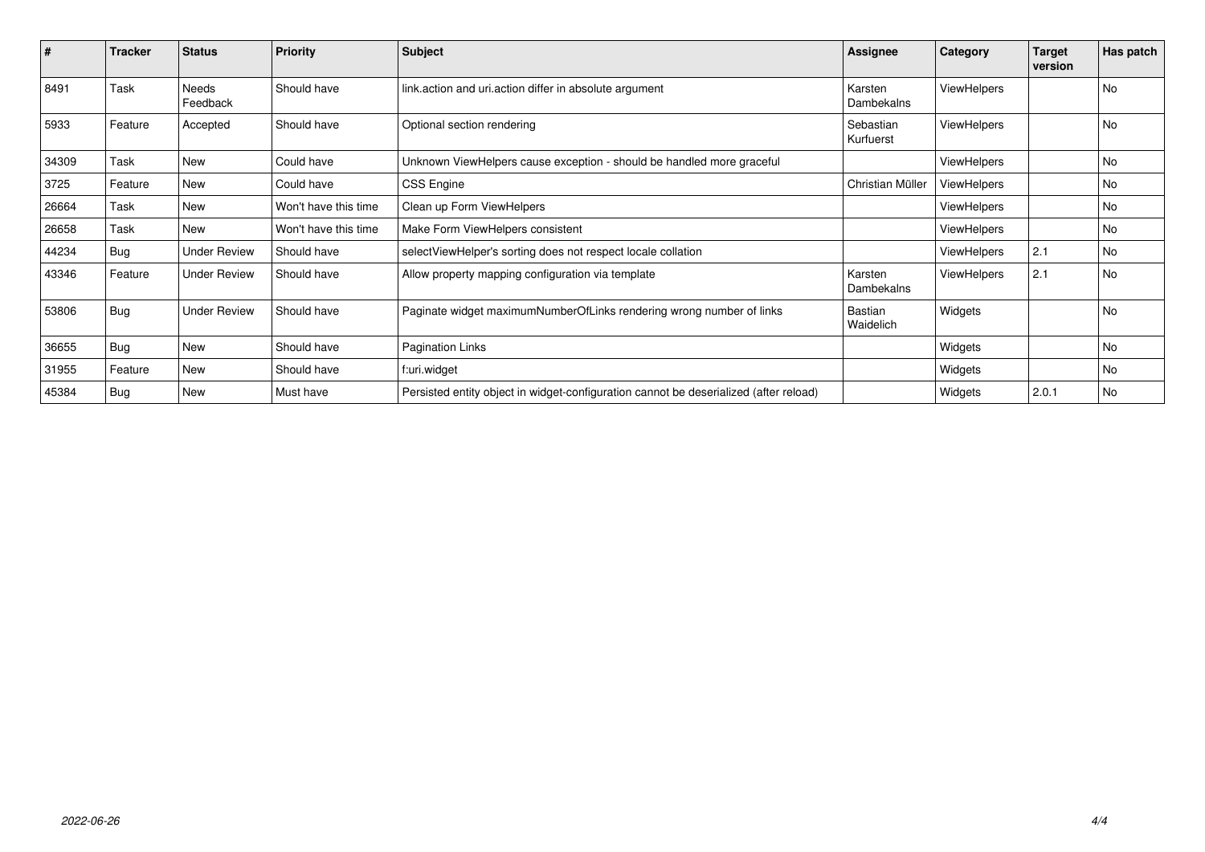| # | Tracker | Status | Priority | Subject | Assignee | Category | Target version | Has patch |
|---|---|---|---|---|---|---|---|---|
| 8491 | Task | Needs Feedback | Should have | link.action and uri.action differ in absolute argument | Karsten Dambekalns | ViewHelpers | | No |
| 5933 | Feature | Accepted | Should have | Optional section rendering | Sebastian Kurfuerst | ViewHelpers | | No |
| 34309 | Task | New | Could have | Unknown ViewHelpers cause exception - should be handled more graceful | | ViewHelpers | | No |
| 3725 | Feature | New | Could have | CSS Engine | Christian Müller | ViewHelpers | | No |
| 26664 | Task | New | Won't have this time | Clean up Form ViewHelpers | | ViewHelpers | | No |
| 26658 | Task | New | Won't have this time | Make Form ViewHelpers consistent | | ViewHelpers | | No |
| 44234 | Bug | Under Review | Should have | selectViewHelper's sorting does not respect locale collation | | ViewHelpers | 2.1 | No |
| 43346 | Feature | Under Review | Should have | Allow property mapping configuration via template | Karsten Dambekalns | ViewHelpers | 2.1 | No |
| 53806 | Bug | Under Review | Should have | Paginate widget maximumNumberOfLinks rendering wrong number of links | Bastian Waidelich | Widgets | | No |
| 36655 | Bug | New | Should have | Pagination Links | | Widgets | | No |
| 31955 | Feature | New | Should have | f:uri.widget | | Widgets | | No |
| 45384 | Bug | New | Must have | Persisted entity object in widget-configuration cannot be deserialized (after reload) | | Widgets | 2.0.1 | No |